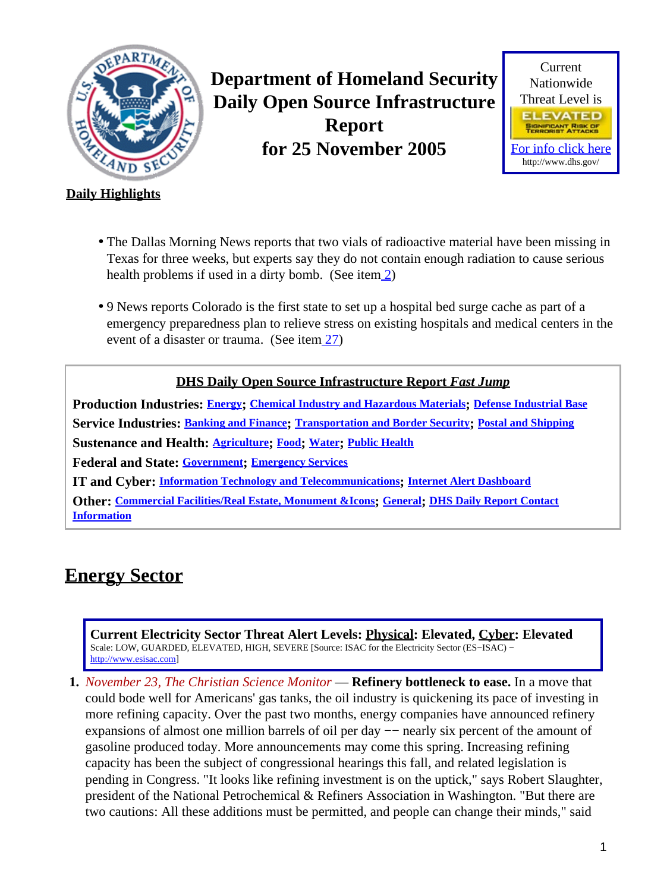# Department of Homeland Security Daily Open Source Infrastructure Report for 25 November 2005

Current Nationwide Threat Level is

ELEVATED

SIGNIFICANT RISK OF TERRORIST ATTACKS

For info click here

http://www.dhs.gov/

**Daily Highlights**

- The Dallas Morning News reports that two vials of radioactive material have been missing in Texas for three weeks, but experts say they do not contain enough radiation to cause serious health problems if used in a dirty bomb. (See item 2)
- 9 News reports Colorado is the first state to set up a hospital bed surge cache as part of a emergency preparedness plan to relieve stress on existing hospitals and medical centers in the event of a disaster or trauma. (See item 27)

**DHS Daily Open Source Infrastructure Report *Fast Jump***

**Production Industries:** Energy; Chemical Industry and Hazardous Materials; Defense Industrial Base

**Service Industries:** Banking and Finance; Transportation and Border Security; Postal and Shipping

**Sustenance and Health:** Agriculture; Food; Water; Public Health

**Federal and State:** Government; Emergency Services

**IT and Cyber:** Information Technology and Telecommunications; Internet Alert Dashboard

**Other:** Commercial Facilities/Real Estate, Monument &Icons; General; DHS Daily Report Contact Information

## Energy Sector

**Current Electricity Sector Threat Alert Levels: Physical: Elevated, Cyber: Elevated**
Scale: LOW, GUARDED, ELEVATED, HIGH, SEVERE [Source: ISAC for the Electricity Sector (ES−ISAC) − http://www.esisac.com]

1. *November 23, The Christian Science Monitor* — **Refinery bottleneck to ease.** In a move that could bode well for Americans' gas tanks, the oil industry is quickening its pace of investing in more refining capacity. Over the past two months, energy companies have announced refinery expansions of almost one million barrels of oil per day −− nearly six percent of the amount of gasoline produced today. More announcements may come this spring. Increasing refining capacity has been the subject of congressional hearings this fall, and related legislation is pending in Congress. "It looks like refining investment is on the uptick," says Robert Slaughter, president of the National Petrochemical & Refiners Association in Washington. "But there are two cautions: All these additions must be permitted, and people can change their minds," said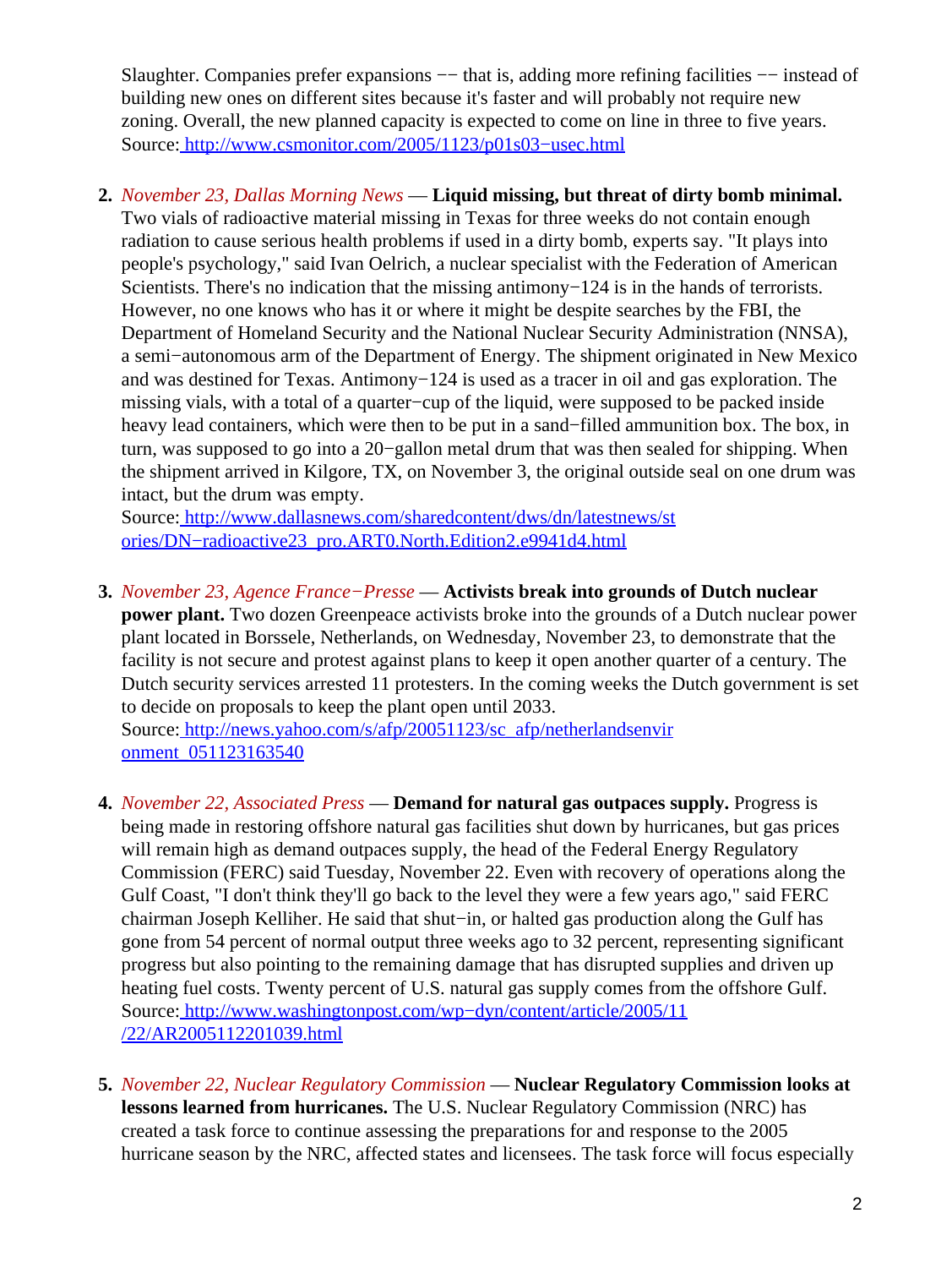Slaughter. Companies prefer expansions −− that is, adding more refining facilities −− instead of building new ones on different sites because it's faster and will probably not require new zoning. Overall, the new planned capacity is expected to come on line in three to five years.
Source: http://www.csmonitor.com/2005/1123/p01s03−usec.html

2. *November 23, Dallas Morning News* — **Liquid missing, but threat of dirty bomb minimal.** Two vials of radioactive material missing in Texas for three weeks do not contain enough radiation to cause serious health problems if used in a dirty bomb, experts say. "It plays into people's psychology," said Ivan Oelrich, a nuclear specialist with the Federation of American Scientists. There's no indication that the missing antimony−124 is in the hands of terrorists. However, no one knows who has it or where it might be despite searches by the FBI, the Department of Homeland Security and the National Nuclear Security Administration (NNSA), a semi−autonomous arm of the Department of Energy. The shipment originated in New Mexico and was destined for Texas. Antimony−124 is used as a tracer in oil and gas exploration. The missing vials, with a total of a quarter−cup of the liquid, were supposed to be packed inside heavy lead containers, which were then to be put in a sand−filled ammunition box. The box, in turn, was supposed to go into a 20−gallon metal drum that was then sealed for shipping. When the shipment arrived in Kilgore, TX, on November 3, the original outside seal on one drum was intact, but the drum was empty.
Source: http://www.dallasnews.com/sharedcontent/dws/dn/latestnews/stories/DN−radioactive23_pro.ART0.North.Edition2.e9941d4.html

3. *November 23, Agence France−Presse* — **Activists break into grounds of Dutch nuclear power plant.** Two dozen Greenpeace activists broke into the grounds of a Dutch nuclear power plant located in Borssele, Netherlands, on Wednesday, November 23, to demonstrate that the facility is not secure and protest against plans to keep it open another quarter of a century. The Dutch security services arrested 11 protesters. In the coming weeks the Dutch government is set to decide on proposals to keep the plant open until 2033.
Source: http://news.yahoo.com/s/afp/20051123/sc_afp/netherlandsenvironment_051123163540

4. *November 22, Associated Press* — **Demand for natural gas outpaces supply.** Progress is being made in restoring offshore natural gas facilities shut down by hurricanes, but gas prices will remain high as demand outpaces supply, the head of the Federal Energy Regulatory Commission (FERC) said Tuesday, November 22. Even with recovery of operations along the Gulf Coast, "I don't think they'll go back to the level they were a few years ago," said FERC chairman Joseph Kelliher. He said that shut−in, or halted gas production along the Gulf has gone from 54 percent of normal output three weeks ago to 32 percent, representing significant progress but also pointing to the remaining damage that has disrupted supplies and driven up heating fuel costs. Twenty percent of U.S. natural gas supply comes from the offshore Gulf.
Source: http://www.washingtonpost.com/wp−dyn/content/article/2005/11/22/AR2005112201039.html

5. *November 22, Nuclear Regulatory Commission* — **Nuclear Regulatory Commission looks at lessons learned from hurricanes.** The U.S. Nuclear Regulatory Commission (NRC) has created a task force to continue assessing the preparations for and response to the 2005 hurricane season by the NRC, affected states and licensees. The task force will focus especially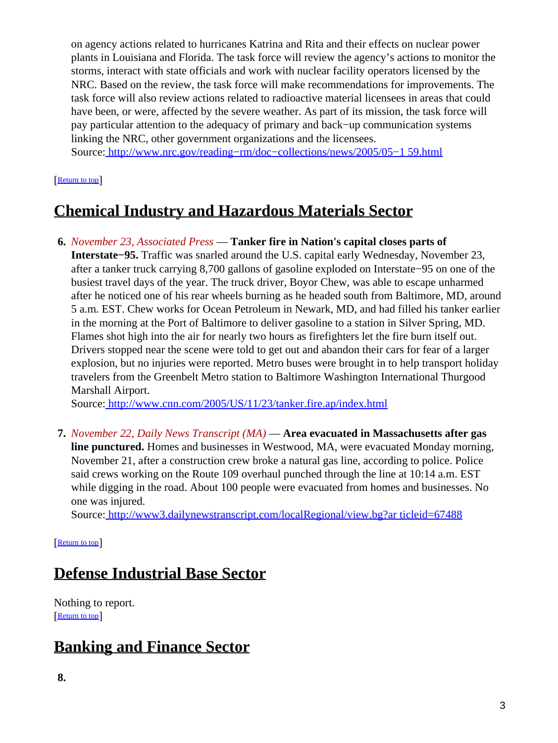on agency actions related to hurricanes Katrina and Rita and their effects on nuclear power plants in Louisiana and Florida. The task force will review the agency's actions to monitor the storms, interact with state officials and work with nuclear facility operators licensed by the NRC. Based on the review, the task force will make recommendations for improvements. The task force will also review actions related to radioactive material licensees in areas that could have been, or were, affected by the severe weather. As part of its mission, the task force will pay particular attention to the adequacy of primary and back−up communication systems linking the NRC, other government organizations and the licensees.
Source: http://www.nrc.gov/reading−rm/doc−collections/news/2005/05−1 59.html

[Return to top]

## Chemical Industry and Hazardous Materials Sector

6. *November 23, Associated Press* — **Tanker fire in Nation's capital closes parts of Interstate−95.** Traffic was snarled around the U.S. capital early Wednesday, November 23, after a tanker truck carrying 8,700 gallons of gasoline exploded on Interstate−95 on one of the busiest travel days of the year. The truck driver, Boyor Chew, was able to escape unharmed after he noticed one of his rear wheels burning as he headed south from Baltimore, MD, around 5 a.m. EST. Chew works for Ocean Petroleum in Newark, MD, and had filled his tanker earlier in the morning at the Port of Baltimore to deliver gasoline to a station in Silver Spring, MD. Flames shot high into the air for nearly two hours as firefighters let the fire burn itself out. Drivers stopped near the scene were told to get out and abandon their cars for fear of a larger explosion, but no injuries were reported. Metro buses were brought in to help transport holiday travelers from the Greenbelt Metro station to Baltimore Washington International Thurgood Marshall Airport.
Source: http://www.cnn.com/2005/US/11/23/tanker.fire.ap/index.html

7. *November 22, Daily News Transcript (MA)* — **Area evacuated in Massachusetts after gas line punctured.** Homes and businesses in Westwood, MA, were evacuated Monday morning, November 21, after a construction crew broke a natural gas line, according to police. Police said crews working on the Route 109 overhaul punched through the line at 10:14 a.m. EST while digging in the road. About 100 people were evacuated from homes and businesses. No one was injured.
Source: http://www3.dailynewstranscript.com/localRegional/view.bg?ar ticleid=67488

[Return to top]

## Defense Industrial Base Sector

Nothing to report.
[Return to top]

## Banking and Finance Sector

8.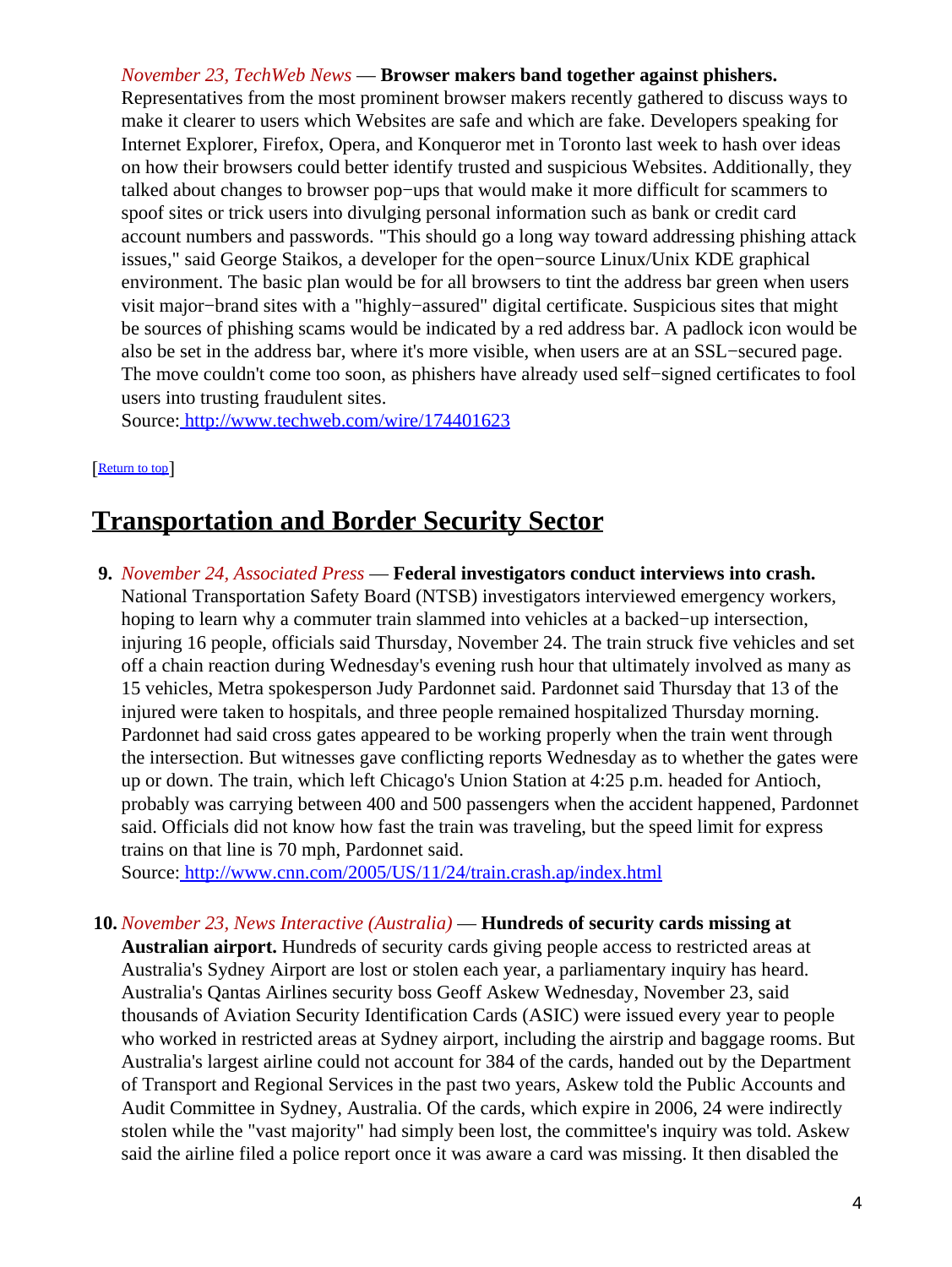*November 23, TechWeb News* — **Browser makers band together against phishers.** Representatives from the most prominent browser makers recently gathered to discuss ways to make it clearer to users which Websites are safe and which are fake. Developers speaking for Internet Explorer, Firefox, Opera, and Konqueror met in Toronto last week to hash over ideas on how their browsers could better identify trusted and suspicious Websites. Additionally, they talked about changes to browser pop−ups that would make it more difficult for scammers to spoof sites or trick users into divulging personal information such as bank or credit card account numbers and passwords. "This should go a long way toward addressing phishing attack issues," said George Staikos, a developer for the open−source Linux/Unix KDE graphical environment. The basic plan would be for all browsers to tint the address bar green when users visit major−brand sites with a "highly−assured" digital certificate. Suspicious sites that might be sources of phishing scams would be indicated by a red address bar. A padlock icon would be also be set in the address bar, where it's more visible, when users are at an SSL−secured page. The move couldn't come too soon, as phishers have already used self−signed certificates to fool users into trusting fraudulent sites.
Source: http://www.techweb.com/wire/174401623

[Return to top]

## Transportation and Border Security Sector

9. *November 24, Associated Press* — **Federal investigators conduct interviews into crash.** National Transportation Safety Board (NTSB) investigators interviewed emergency workers, hoping to learn why a commuter train slammed into vehicles at a backed−up intersection, injuring 16 people, officials said Thursday, November 24. The train struck five vehicles and set off a chain reaction during Wednesday's evening rush hour that ultimately involved as many as 15 vehicles, Metra spokesperson Judy Pardonnet said. Pardonnet said Thursday that 13 of the injured were taken to hospitals, and three people remained hospitalized Thursday morning. Pardonnet had said cross gates appeared to be working properly when the train went through the intersection. But witnesses gave conflicting reports Wednesday as to whether the gates were up or down. The train, which left Chicago's Union Station at 4:25 p.m. headed for Antioch, probably was carrying between 400 and 500 passengers when the accident happened, Pardonnet said. Officials did not know how fast the train was traveling, but the speed limit for express trains on that line is 70 mph, Pardonnet said.
Source: http://www.cnn.com/2005/US/11/24/train.crash.ap/index.html

10. *November 23, News Interactive (Australia)* — **Hundreds of security cards missing at Australian airport.** Hundreds of security cards giving people access to restricted areas at Australia's Sydney Airport are lost or stolen each year, a parliamentary inquiry has heard. Australia's Qantas Airlines security boss Geoff Askew Wednesday, November 23, said thousands of Aviation Security Identification Cards (ASIC) were issued every year to people who worked in restricted areas at Sydney airport, including the airstrip and baggage rooms. But Australia's largest airline could not account for 384 of the cards, handed out by the Department of Transport and Regional Services in the past two years, Askew told the Public Accounts and Audit Committee in Sydney, Australia. Of the cards, which expire in 2006, 24 were indirectly stolen while the "vast majority" had simply been lost, the committee's inquiry was told. Askew said the airline filed a police report once it was aware a card was missing. It then disabled the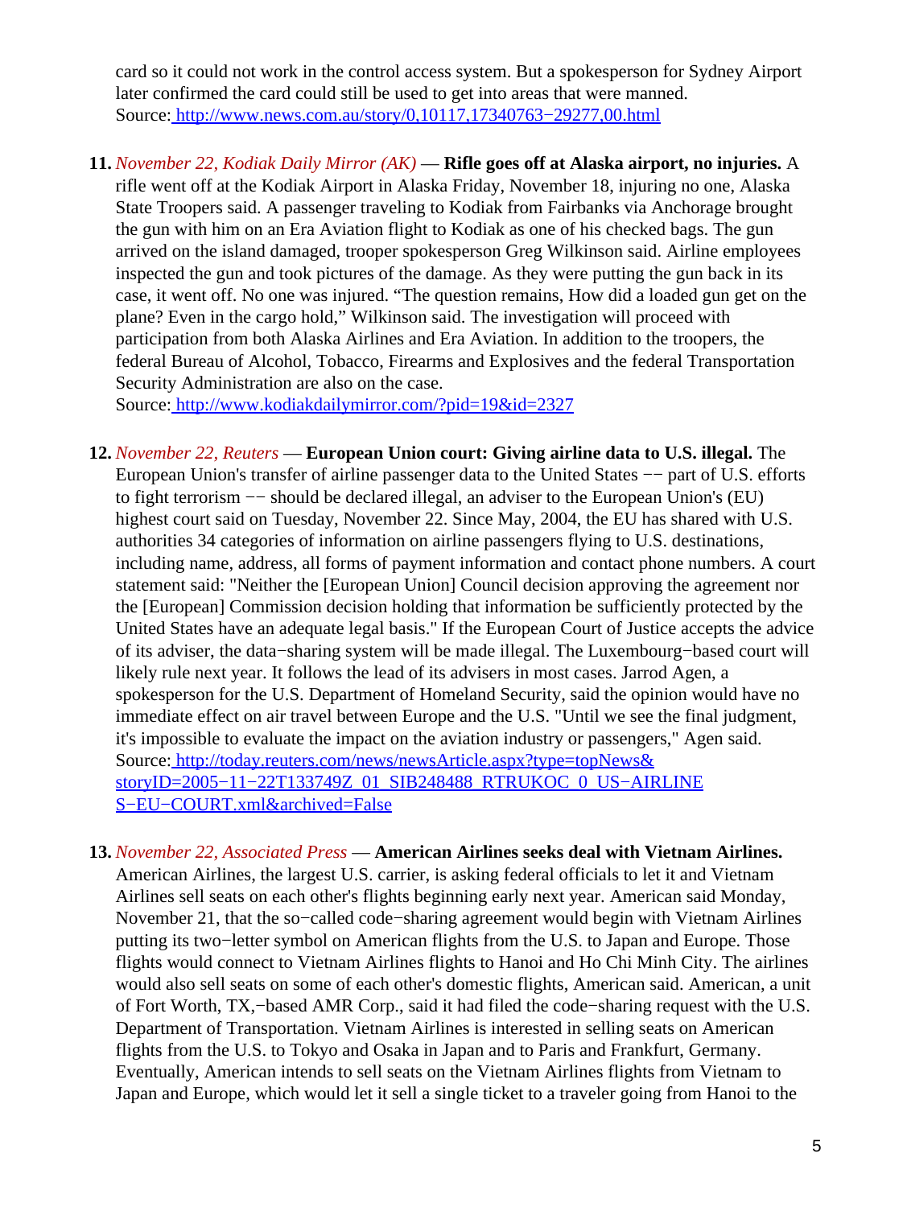card so it could not work in the control access system. But a spokesperson for Sydney Airport later confirmed the card could still be used to get into areas that were manned.
Source: http://www.news.com.au/story/0,10117,17340763−29277,00.html

11. *November 22, Kodiak Daily Mirror (AK)* — **Rifle goes off at Alaska airport, no injuries.** A rifle went off at the Kodiak Airport in Alaska Friday, November 18, injuring no one, Alaska State Troopers said. A passenger traveling to Kodiak from Fairbanks via Anchorage brought the gun with him on an Era Aviation flight to Kodiak as one of his checked bags. The gun arrived on the island damaged, trooper spokesperson Greg Wilkinson said. Airline employees inspected the gun and took pictures of the damage. As they were putting the gun back in its case, it went off. No one was injured. "The question remains, How did a loaded gun get on the plane? Even in the cargo hold," Wilkinson said. The investigation will proceed with participation from both Alaska Airlines and Era Aviation. In addition to the troopers, the federal Bureau of Alcohol, Tobacco, Firearms and Explosives and the federal Transportation Security Administration are also on the case.
Source: http://www.kodiakdailymirror.com/?pid=19&id=2327

12. *November 22, Reuters* — **European Union court: Giving airline data to U.S. illegal.** The European Union's transfer of airline passenger data to the United States −− part of U.S. efforts to fight terrorism −− should be declared illegal, an adviser to the European Union's (EU) highest court said on Tuesday, November 22. Since May, 2004, the EU has shared with U.S. authorities 34 categories of information on airline passengers flying to U.S. destinations, including name, address, all forms of payment information and contact phone numbers. A court statement said: "Neither the [European Union] Council decision approving the agreement nor the [European] Commission decision holding that information be sufficiently protected by the United States have an adequate legal basis." If the European Court of Justice accepts the advice of its adviser, the data−sharing system will be made illegal. The Luxembourg−based court will likely rule next year. It follows the lead of its advisers in most cases. Jarrod Agen, a spokesperson for the U.S. Department of Homeland Security, said the opinion would have no immediate effect on air travel between Europe and the U.S. "Until we see the final judgment, it's impossible to evaluate the impact on the aviation industry or passengers," Agen said.
Source: http://today.reuters.com/news/newsArticle.aspx?type=topNews&storyID=2005−11−22T133749Z_01_SIB248488_RTRUKOC_0_US−AIRLINES−EU−COURT.xml&archived=False

13. *November 22, Associated Press* — **American Airlines seeks deal with Vietnam Airlines.** American Airlines, the largest U.S. carrier, is asking federal officials to let it and Vietnam Airlines sell seats on each other's flights beginning early next year. American said Monday, November 21, that the so−called code−sharing agreement would begin with Vietnam Airlines putting its two−letter symbol on American flights from the U.S. to Japan and Europe. Those flights would connect to Vietnam Airlines flights to Hanoi and Ho Chi Minh City. The airlines would also sell seats on some of each other's domestic flights, American said. American, a unit of Fort Worth, TX,−based AMR Corp., said it had filed the code−sharing request with the U.S. Department of Transportation. Vietnam Airlines is interested in selling seats on American flights from the U.S. to Tokyo and Osaka in Japan and to Paris and Frankfurt, Germany. Eventually, American intends to sell seats on the Vietnam Airlines flights from Vietnam to Japan and Europe, which would let it sell a single ticket to a traveler going from Hanoi to the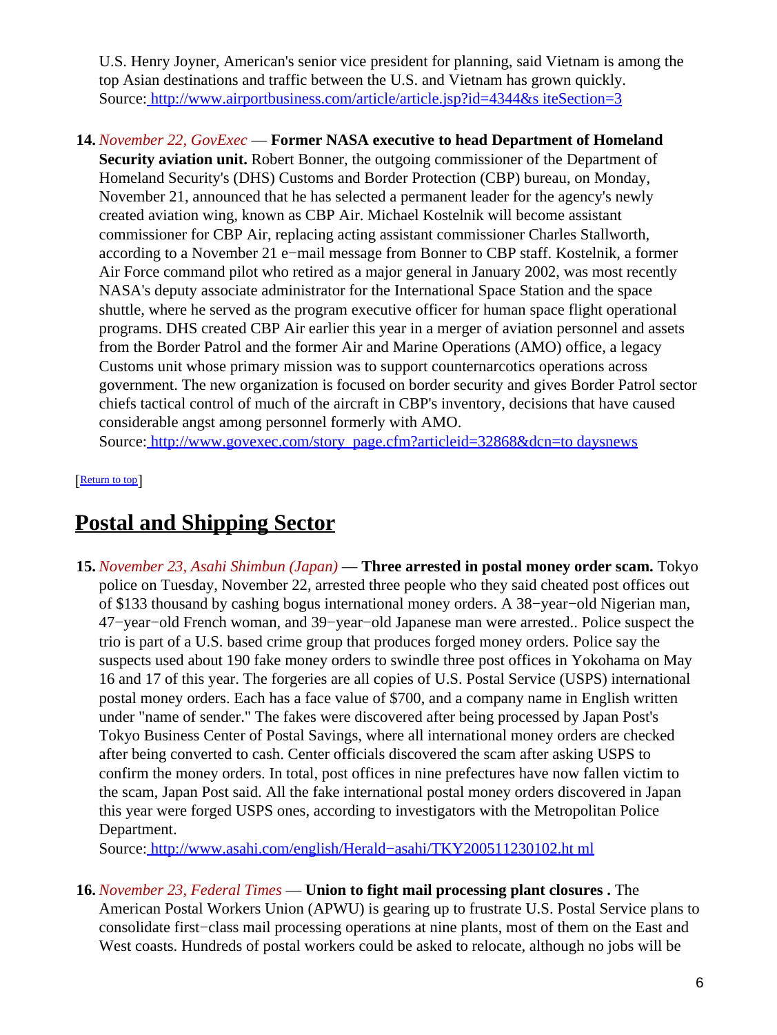U.S. Henry Joyner, American's senior vice president for planning, said Vietnam is among the top Asian destinations and traffic between the U.S. and Vietnam has grown quickly.
Source: [http://www.airportbusiness.com/article/article.jsp?id=4344&s iteSection=3](http://www.airportbusiness.com/article/article.jsp?id=4344&siteSection=3)

14. *November 22, GovExec* — **Former NASA executive to head Department of Homeland Security aviation unit.** Robert Bonner, the outgoing commissioner of the Department of Homeland Security's (DHS) Customs and Border Protection (CBP) bureau, on Monday, November 21, announced that he has selected a permanent leader for the agency's newly created aviation wing, known as CBP Air. Michael Kostelnik will become assistant commissioner for CBP Air, replacing acting assistant commissioner Charles Stallworth, according to a November 21 e−mail message from Bonner to CBP staff. Kostelnik, a former Air Force command pilot who retired as a major general in January 2002, was most recently NASA's deputy associate administrator for the International Space Station and the space shuttle, where he served as the program executive officer for human space flight operational programs. DHS created CBP Air earlier this year in a merger of aviation personnel and assets from the Border Patrol and the former Air and Marine Operations (AMO) office, a legacy Customs unit whose primary mission was to support counternarcotics operations across government. The new organization is focused on border security and gives Border Patrol sector chiefs tactical control of much of the aircraft in CBP's inventory, decisions that have caused considerable angst among personnel formerly with AMO.
Source: [http://www.govexec.com/story_page.cfm?articleid=32868&dcn=to daysnews](http://www.govexec.com/story_page.cfm?articleid=32868&dcn=todaysnews)

[[Return to top]]

## Postal and Shipping Sector

15. *November 23, Asahi Shimbun (Japan)* — **Three arrested in postal money order scam.** Tokyo police on Tuesday, November 22, arrested three people who they said cheated post offices out of $133 thousand by cashing bogus international money orders. A 38−year−old Nigerian man, 47−year−old French woman, and 39−year−old Japanese man were arrested.. Police suspect the trio is part of a U.S. based crime group that produces forged money orders. Police say the suspects used about 190 fake money orders to swindle three post offices in Yokohama on May 16 and 17 of this year. The forgeries are all copies of U.S. Postal Service (USPS) international postal money orders. Each has a face value of $700, and a company name in English written under "name of sender." The fakes were discovered after being processed by Japan Post's Tokyo Business Center of Postal Savings, where all international money orders are checked after being converted to cash. Center officials discovered the scam after asking USPS to confirm the money orders. In total, post offices in nine prefectures have now fallen victim to the scam, Japan Post said. All the fake international postal money orders discovered in Japan this year were forged USPS ones, according to investigators with the Metropolitan Police Department.
Source: [http://www.asahi.com/english/Herald−asahi/TKY200511230102.ht ml](http://www.asahi.com/english/Herald-asahi/TKY200511230102.html)

16. *November 23, Federal Times* — **Union to fight mail processing plant closures .** The American Postal Workers Union (APWU) is gearing up to frustrate U.S. Postal Service plans to consolidate first−class mail processing operations at nine plants, most of them on the East and West coasts. Hundreds of postal workers could be asked to relocate, although no jobs will be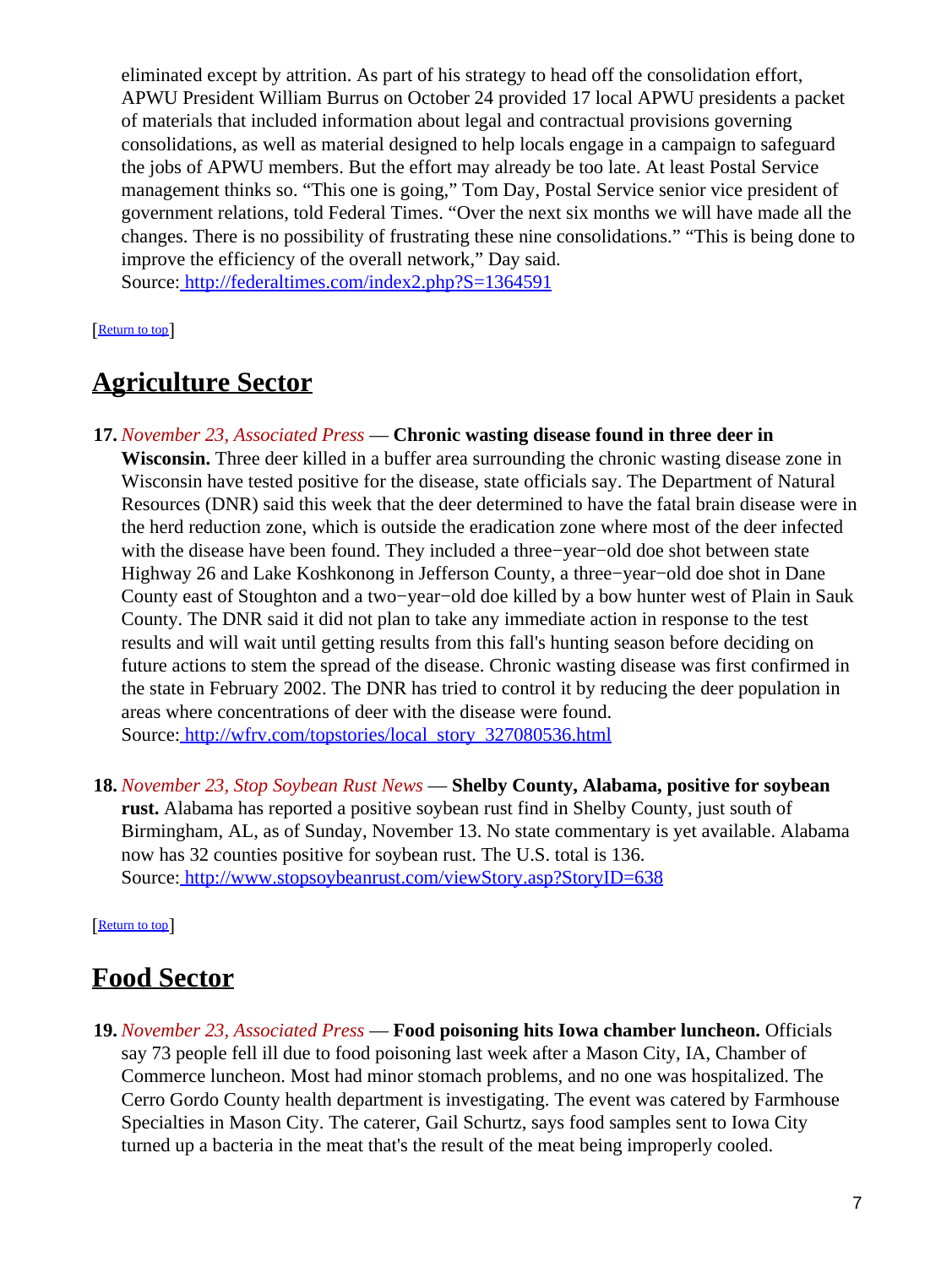eliminated except by attrition. As part of his strategy to head off the consolidation effort, APWU President William Burrus on October 24 provided 17 local APWU presidents a packet of materials that included information about legal and contractual provisions governing consolidations, as well as material designed to help locals engage in a campaign to safeguard the jobs of APWU members. But the effort may already be too late. At least Postal Service management thinks so. “This one is going,” Tom Day, Postal Service senior vice president of government relations, told Federal Times. “Over the next six months we will have made all the changes. There is no possibility of frustrating these nine consolidations.” “This is being done to improve the efficiency of the overall network,” Day said.
Source: http://federaltimes.com/index2.php?S=1364591

[Return to top]

## Agriculture Sector

17. *November 23, Associated Press* — **Chronic wasting disease found in three deer in Wisconsin.** Three deer killed in a buffer area surrounding the chronic wasting disease zone in Wisconsin have tested positive for the disease, state officials say. The Department of Natural Resources (DNR) said this week that the deer determined to have the fatal brain disease were in the herd reduction zone, which is outside the eradication zone where most of the deer infected with the disease have been found. They included a three−year−old doe shot between state Highway 26 and Lake Koshkonong in Jefferson County, a three−year−old doe shot in Dane County east of Stoughton and a two−year−old doe killed by a bow hunter west of Plain in Sauk County. The DNR said it did not plan to take any immediate action in response to the test results and will wait until getting results from this fall's hunting season before deciding on future actions to stem the spread of the disease. Chronic wasting disease was first confirmed in the state in February 2002. The DNR has tried to control it by reducing the deer population in areas where concentrations of deer with the disease were found.
Source: http://wfrv.com/topstories/local_story_327080536.html

18. *November 23, Stop Soybean Rust News* — **Shelby County, Alabama, positive for soybean rust.** Alabama has reported a positive soybean rust find in Shelby County, just south of Birmingham, AL, as of Sunday, November 13. No state commentary is yet available. Alabama now has 32 counties positive for soybean rust. The U.S. total is 136.
Source: http://www.stopsoybeanrust.com/viewStory.asp?StoryID=638

[Return to top]

## Food Sector

19. *November 23, Associated Press* — **Food poisoning hits Iowa chamber luncheon.** Officials say 73 people fell ill due to food poisoning last week after a Mason City, IA, Chamber of Commerce luncheon. Most had minor stomach problems, and no one was hospitalized. The Cerro Gordo County health department is investigating. The event was catered by Farmhouse Specialties in Mason City. The caterer, Gail Schurtz, says food samples sent to Iowa City turned up a bacteria in the meat that's the result of the meat being improperly cooled.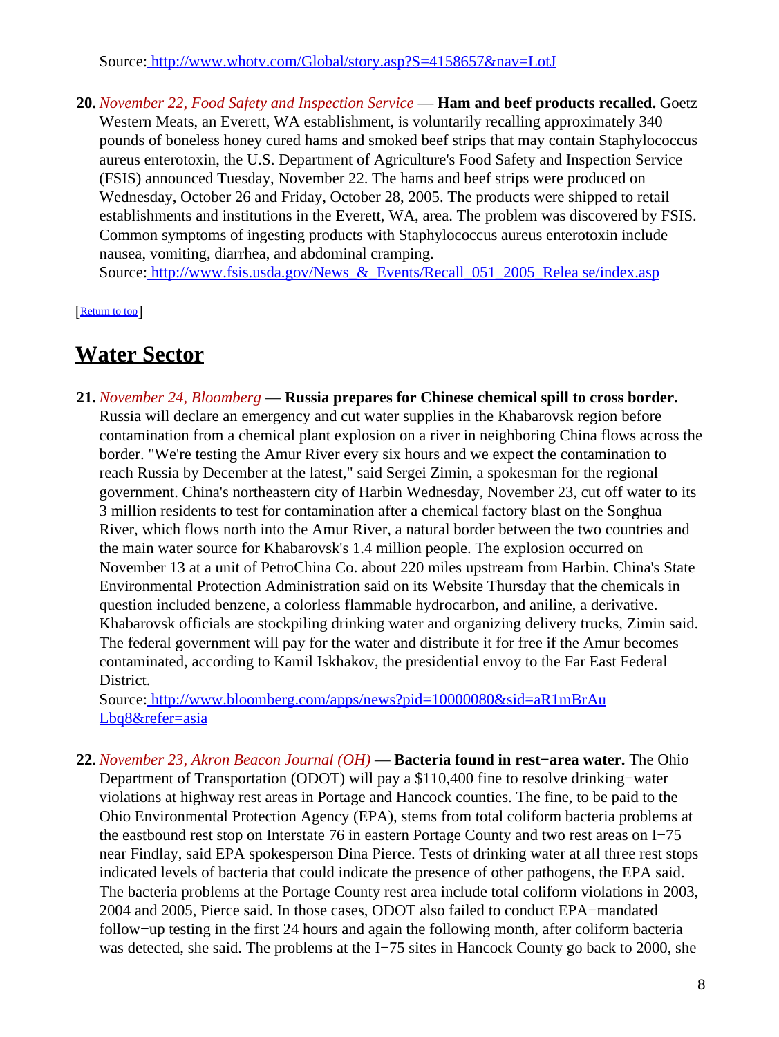Source: http://www.whotv.com/Global/story.asp?S=4158657&nav=LotJ

**20.** *November 22, Food Safety and Inspection Service* — **Ham and beef products recalled.** Goetz Western Meats, an Everett, WA establishment, is voluntarily recalling approximately 340 pounds of boneless honey cured hams and smoked beef strips that may contain Staphylococcus aureus enterotoxin, the U.S. Department of Agriculture's Food Safety and Inspection Service (FSIS) announced Tuesday, November 22. The hams and beef strips were produced on Wednesday, October 26 and Friday, October 28, 2005. The products were shipped to retail establishments and institutions in the Everett, WA, area. The problem was discovered by FSIS. Common symptoms of ingesting products with Staphylococcus aureus enterotoxin include nausea, vomiting, diarrhea, and abdominal cramping.
Source: http://www.fsis.usda.gov/News_&_Events/Recall_051_2005_Relea se/index.asp

[Return to top]

## Water Sector

**21.** *November 24, Bloomberg* — **Russia prepares for Chinese chemical spill to cross border.** Russia will declare an emergency and cut water supplies in the Khabarovsk region before contamination from a chemical plant explosion on a river in neighboring China flows across the border. "We're testing the Amur River every six hours and we expect the contamination to reach Russia by December at the latest," said Sergei Zimin, a spokesman for the regional government. China's northeastern city of Harbin Wednesday, November 23, cut off water to its 3 million residents to test for contamination after a chemical factory blast on the Songhua River, which flows north into the Amur River, a natural border between the two countries and the main water source for Khabarovsk's 1.4 million people. The explosion occurred on November 13 at a unit of PetroChina Co. about 220 miles upstream from Harbin. China's State Environmental Protection Administration said on its Website Thursday that the chemicals in question included benzene, a colorless flammable hydrocarbon, and aniline, a derivative. Khabarovsk officials are stockpiling drinking water and organizing delivery trucks, Zimin said. The federal government will pay for the water and distribute it for free if the Amur becomes contaminated, according to Kamil Iskhakov, the presidential envoy to the Far East Federal District.
Source: http://www.bloomberg.com/apps/news?pid=10000080&sid=aR1mBrAu Lbq8&refer=asia

**22.** *November 23, Akron Beacon Journal (OH)* — **Bacteria found in rest−area water.** The Ohio Department of Transportation (ODOT) will pay a $110,400 fine to resolve drinking−water violations at highway rest areas in Portage and Hancock counties. The fine, to be paid to the Ohio Environmental Protection Agency (EPA), stems from total coliform bacteria problems at the eastbound rest stop on Interstate 76 in eastern Portage County and two rest areas on I−75 near Findlay, said EPA spokesperson Dina Pierce. Tests of drinking water at all three rest stops indicated levels of bacteria that could indicate the presence of other pathogens, the EPA said. The bacteria problems at the Portage County rest area include total coliform violations in 2003, 2004 and 2005, Pierce said. In those cases, ODOT also failed to conduct EPA−mandated follow−up testing in the first 24 hours and again the following month, after coliform bacteria was detected, she said. The problems at the I−75 sites in Hancock County go back to 2000, she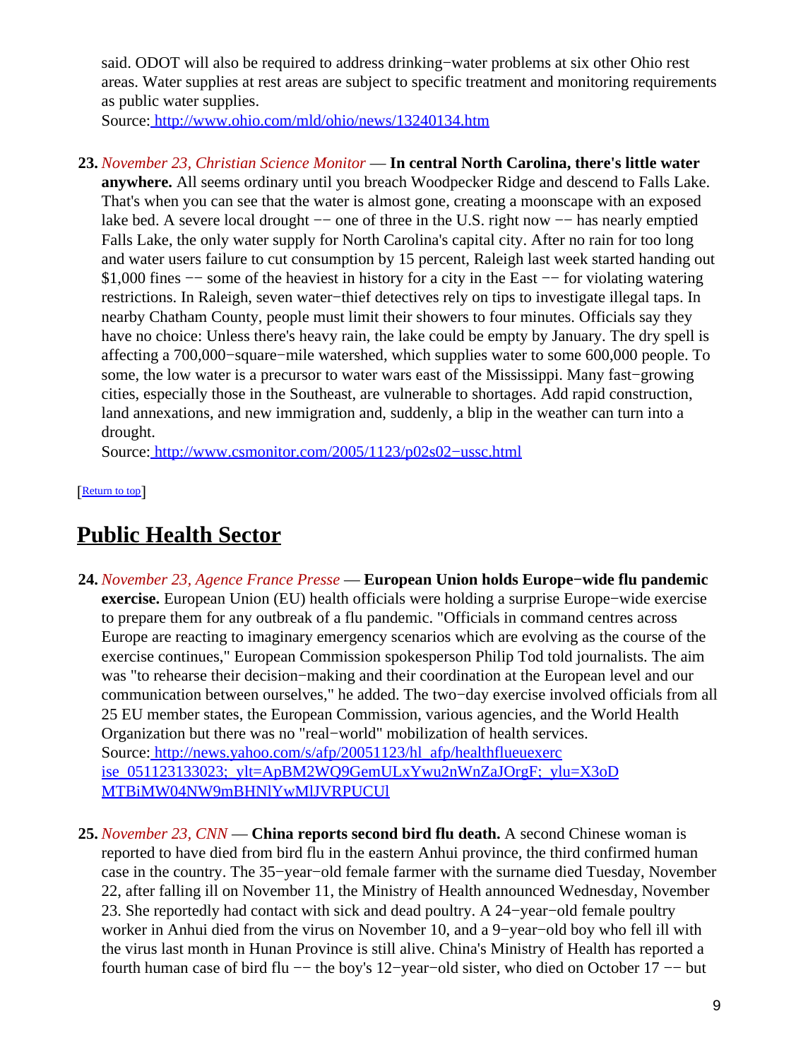said. ODOT will also be required to address drinking−water problems at six other Ohio rest areas. Water supplies at rest areas are subject to specific treatment and monitoring requirements as public water supplies.
Source: http://www.ohio.com/mld/ohio/news/13240134.htm

23. *November 23, Christian Science Monitor* — **In central North Carolina, there's little water anywhere.** All seems ordinary until you breach Woodpecker Ridge and descend to Falls Lake. That's when you can see that the water is almost gone, creating a moonscape with an exposed lake bed. A severe local drought −− one of three in the U.S. right now −− has nearly emptied Falls Lake, the only water supply for North Carolina's capital city. After no rain for too long and water users failure to cut consumption by 15 percent, Raleigh last week started handing out $1,000 fines −− some of the heaviest in history for a city in the East −− for violating watering restrictions. In Raleigh, seven water−thief detectives rely on tips to investigate illegal taps. In nearby Chatham County, people must limit their showers to four minutes. Officials say they have no choice: Unless there's heavy rain, the lake could be empty by January. The dry spell is affecting a 700,000−square−mile watershed, which supplies water to some 600,000 people. To some, the low water is a precursor to water wars east of the Mississippi. Many fast−growing cities, especially those in the Southeast, are vulnerable to shortages. Add rapid construction, land annexations, and new immigration and, suddenly, a blip in the weather can turn into a drought.
Source: http://www.csmonitor.com/2005/1123/p02s02−ussc.html

[Return to top]

## Public Health Sector

24. *November 23, Agence France Presse* — **European Union holds Europe−wide flu pandemic exercise.** European Union (EU) health officials were holding a surprise Europe−wide exercise to prepare them for any outbreak of a flu pandemic. "Officials in command centres across Europe are reacting to imaginary emergency scenarios which are evolving as the course of the exercise continues," European Commission spokesperson Philip Tod told journalists. The aim was "to rehearse their decision−making and their coordination at the European level and our communication between ourselves," he added. The two−day exercise involved officials from all 25 EU member states, the European Commission, various agencies, and the World Health Organization but there was no "real−world" mobilization of health services.
Source: http://news.yahoo.com/s/afp/20051123/hl_afp/healthflueuexercise_051123133023;_ylt=ApBM2WQ9GemULxYwu2nWnZaJOrgF;_ylu=X3oDMTBiMW04NW9mBHNlYwMlJVRPUCUl

25. *November 23, CNN* — **China reports second bird flu death.** A second Chinese woman is reported to have died from bird flu in the eastern Anhui province, the third confirmed human case in the country. The 35−year−old female farmer with the surname died Tuesday, November 22, after falling ill on November 11, the Ministry of Health announced Wednesday, November 23. She reportedly had contact with sick and dead poultry. A 24−year−old female poultry worker in Anhui died from the virus on November 10, and a 9−year−old boy who fell ill with the virus last month in Hunan Province is still alive. China's Ministry of Health has reported a fourth human case of bird flu −− the boy's 12−year−old sister, who died on October 17 −− but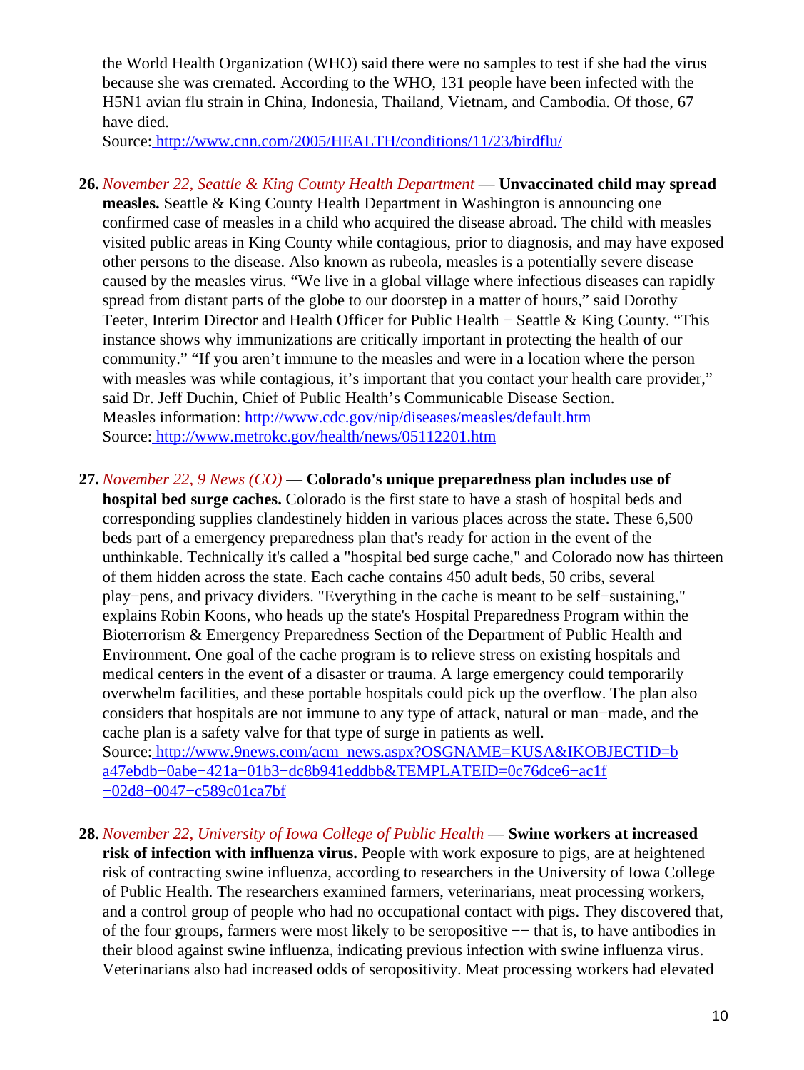the World Health Organization (WHO) said there were no samples to test if she had the virus because she was cremated. According to the WHO, 131 people have been infected with the H5N1 avian flu strain in China, Indonesia, Thailand, Vietnam, and Cambodia. Of those, 67 have died.
Source: http://www.cnn.com/2005/HEALTH/conditions/11/23/birdflu/

26. *November 22, Seattle & King County Health Department* — **Unvaccinated child may spread measles.** Seattle & King County Health Department in Washington is announcing one confirmed case of measles in a child who acquired the disease abroad. The child with measles visited public areas in King County while contagious, prior to diagnosis, and may have exposed other persons to the disease. Also known as rubeola, measles is a potentially severe disease caused by the measles virus. "We live in a global village where infectious diseases can rapidly spread from distant parts of the globe to our doorstep in a matter of hours," said Dorothy Teeter, Interim Director and Health Officer for Public Health − Seattle & King County. "This instance shows why immunizations are critically important in protecting the health of our community." "If you aren't immune to the measles and were in a location where the person with measles was while contagious, it's important that you contact your health care provider," said Dr. Jeff Duchin, Chief of Public Health's Communicable Disease Section.
Measles information: http://www.cdc.gov/nip/diseases/measles/default.htm
Source: http://www.metrokc.gov/health/news/05112201.htm

27. *November 22, 9 News (CO)* — **Colorado's unique preparedness plan includes use of hospital bed surge caches.** Colorado is the first state to have a stash of hospital beds and corresponding supplies clandestinely hidden in various places across the state. These 6,500 beds part of a emergency preparedness plan that's ready for action in the event of the unthinkable. Technically it's called a "hospital bed surge cache," and Colorado now has thirteen of them hidden across the state. Each cache contains 450 adult beds, 50 cribs, several play−pens, and privacy dividers. "Everything in the cache is meant to be self−sustaining," explains Robin Koons, who heads up the state's Hospital Preparedness Program within the Bioterrorism & Emergency Preparedness Section of the Department of Public Health and Environment. One goal of the cache program is to relieve stress on existing hospitals and medical centers in the event of a disaster or trauma. A large emergency could temporarily overwhelm facilities, and these portable hospitals could pick up the overflow. The plan also considers that hospitals are not immune to any type of attack, natural or man−made, and the cache plan is a safety valve for that type of surge in patients as well.
Source: http://www.9news.com/acm_news.aspx?OSGNAME=KUSA&IKOBJECTID=ba47ebdb−0abe−421a−01b3−dc8b941eddbb&TEMPLATEID=0c76dce6−ac1f−02d8−0047−c589c01ca7bf

28. *November 22, University of Iowa College of Public Health* — **Swine workers at increased risk of infection with influenza virus.** People with work exposure to pigs, are at heightened risk of contracting swine influenza, according to researchers in the University of Iowa College of Public Health. The researchers examined farmers, veterinarians, meat processing workers, and a control group of people who had no occupational contact with pigs. They discovered that, of the four groups, farmers were most likely to be seropositive −− that is, to have antibodies in their blood against swine influenza, indicating previous infection with swine influenza virus. Veterinarians also had increased odds of seropositivity. Meat processing workers had elevated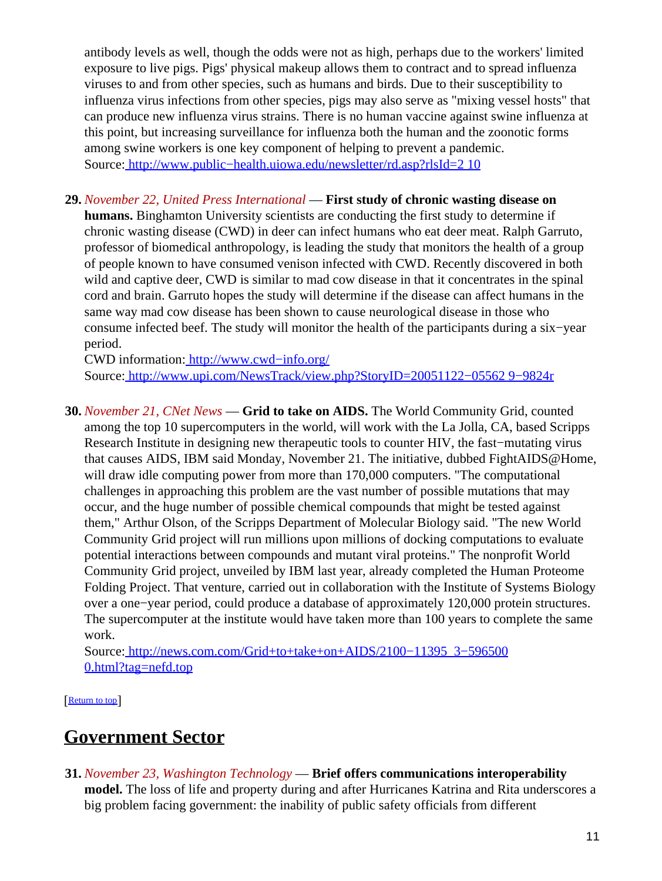antibody levels as well, though the odds were not as high, perhaps due to the workers' limited exposure to live pigs. Pigs' physical makeup allows them to contract and to spread influenza viruses to and from other species, such as humans and birds. Due to their susceptibility to influenza virus infections from other species, pigs may also serve as "mixing vessel hosts" that can produce new influenza virus strains. There is no human vaccine against swine influenza at this point, but increasing surveillance for influenza both the human and the zoonotic forms among swine workers is one key component of helping to prevent a pandemic.
Source: http://www.public−health.uiowa.edu/newsletter/rd.asp?rlsId=2 10

29. *November 22, United Press International* — **First study of chronic wasting disease on humans.** Binghamton University scientists are conducting the first study to determine if chronic wasting disease (CWD) in deer can infect humans who eat deer meat. Ralph Garruto, professor of biomedical anthropology, is leading the study that monitors the health of a group of people known to have consumed venison infected with CWD. Recently discovered in both wild and captive deer, CWD is similar to mad cow disease in that it concentrates in the spinal cord and brain. Garruto hopes the study will determine if the disease can affect humans in the same way mad cow disease has been shown to cause neurological disease in those who consume infected beef. The study will monitor the health of the participants during a six−year period.
CWD information: http://www.cwd−info.org/
Source: http://www.upi.com/NewsTrack/view.php?StoryID=20051122−05562 9−9824r

30. *November 21, CNet News* — **Grid to take on AIDS.** The World Community Grid, counted among the top 10 supercomputers in the world, will work with the La Jolla, CA, based Scripps Research Institute in designing new therapeutic tools to counter HIV, the fast−mutating virus that causes AIDS, IBM said Monday, November 21. The initiative, dubbed FightAIDS@Home, will draw idle computing power from more than 170,000 computers. "The computational challenges in approaching this problem are the vast number of possible mutations that may occur, and the huge number of possible chemical compounds that might be tested against them," Arthur Olson, of the Scripps Department of Molecular Biology said. "The new World Community Grid project will run millions upon millions of docking computations to evaluate potential interactions between compounds and mutant viral proteins." The nonprofit World Community Grid project, unveiled by IBM last year, already completed the Human Proteome Folding Project. That venture, carried out in collaboration with the Institute of Systems Biology over a one−year period, could produce a database of approximately 120,000 protein structures. The supercomputer at the institute would have taken more than 100 years to complete the same work.
Source: http://news.com.com/Grid+to+take+on+AIDS/2100−11395_3−596500 0.html?tag=nefd.top

[Return to top]

## Government Sector

31. *November 23, Washington Technology* — **Brief offers communications interoperability model.** The loss of life and property during and after Hurricanes Katrina and Rita underscores a big problem facing government: the inability of public safety officials from different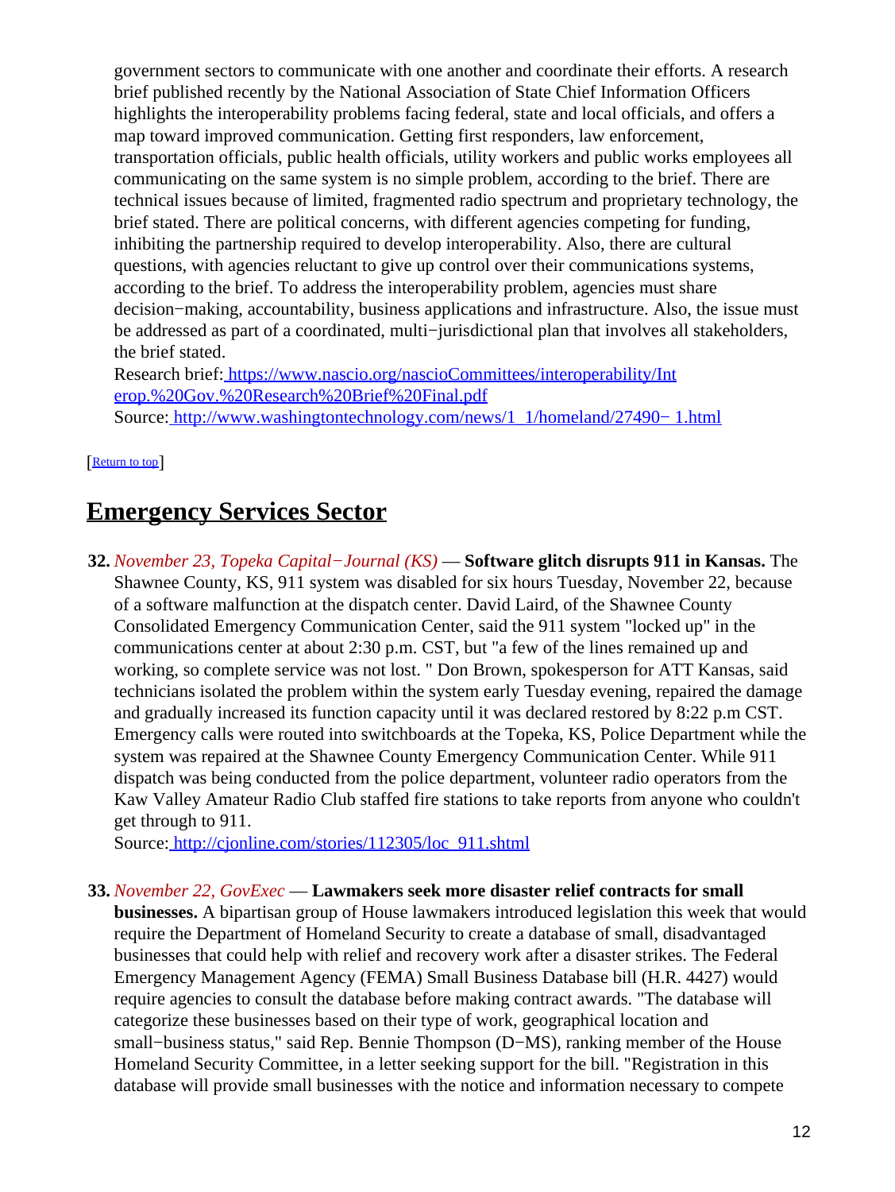government sectors to communicate with one another and coordinate their efforts. A research brief published recently by the National Association of State Chief Information Officers highlights the interoperability problems facing federal, state and local officials, and offers a map toward improved communication. Getting first responders, law enforcement, transportation officials, public health officials, utility workers and public works employees all communicating on the same system is no simple problem, according to the brief. There are technical issues because of limited, fragmented radio spectrum and proprietary technology, the brief stated. There are political concerns, with different agencies competing for funding, inhibiting the partnership required to develop interoperability. Also, there are cultural questions, with agencies reluctant to give up control over their communications systems, according to the brief. To address the interoperability problem, agencies must share decision−making, accountability, business applications and infrastructure. Also, the issue must be addressed as part of a coordinated, multi−jurisdictional plan that involves all stakeholders, the brief stated.
Research brief: https://www.nascio.org/nascioCommittees/interoperability/Interop.%20Gov.%20Research%20Brief%20Final.pdf
Source: http://www.washingtontechnology.com/news/1_1/homeland/27490−1.html

[Return to top]

## Emergency Services Sector

**32.** *November 23, Topeka Capital−Journal (KS)* — **Software glitch disrupts 911 in Kansas.** The Shawnee County, KS, 911 system was disabled for six hours Tuesday, November 22, because of a software malfunction at the dispatch center. David Laird, of the Shawnee County Consolidated Emergency Communication Center, said the 911 system "locked up" in the communications center at about 2:30 p.m. CST, but "a few of the lines remained up and working, so complete service was not lost. " Don Brown, spokesperson for ATT Kansas, said technicians isolated the problem within the system early Tuesday evening, repaired the damage and gradually increased its function capacity until it was declared restored by 8:22 p.m CST. Emergency calls were routed into switchboards at the Topeka, KS, Police Department while the system was repaired at the Shawnee County Emergency Communication Center. While 911 dispatch was being conducted from the police department, volunteer radio operators from the Kaw Valley Amateur Radio Club staffed fire stations to take reports from anyone who couldn't get through to 911.
Source: http://cjonline.com/stories/112305/loc_911.shtml

**33.** *November 22, GovExec* — **Lawmakers seek more disaster relief contracts for small businesses.** A bipartisan group of House lawmakers introduced legislation this week that would require the Department of Homeland Security to create a database of small, disadvantaged businesses that could help with relief and recovery work after a disaster strikes. The Federal Emergency Management Agency (FEMA) Small Business Database bill (H.R. 4427) would require agencies to consult the database before making contract awards. "The database will categorize these businesses based on their type of work, geographical location and small−business status," said Rep. Bennie Thompson (D−MS), ranking member of the House Homeland Security Committee, in a letter seeking support for the bill. "Registration in this database will provide small businesses with the notice and information necessary to compete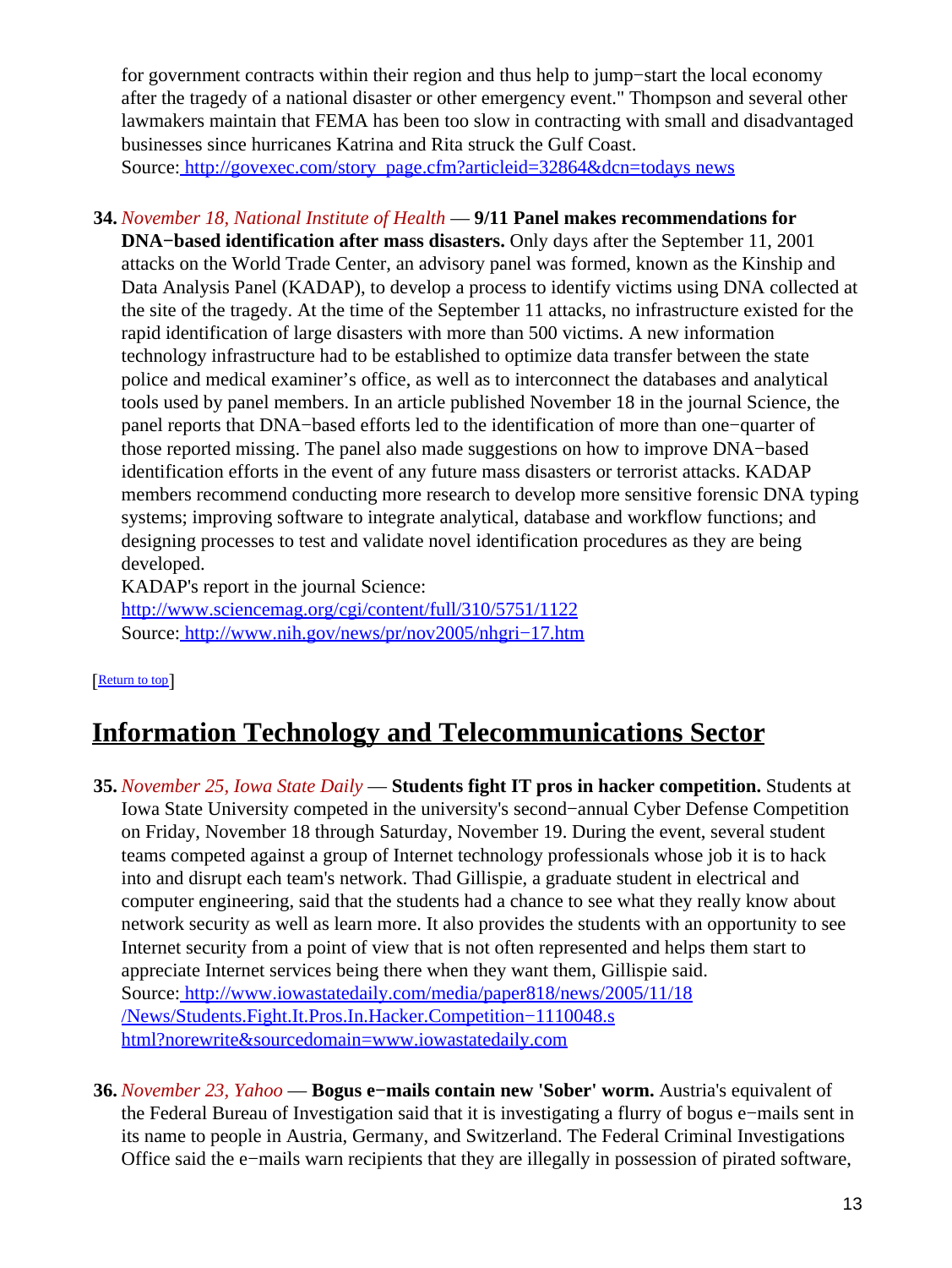for government contracts within their region and thus help to jump−start the local economy after the tragedy of a national disaster or other emergency event." Thompson and several other lawmakers maintain that FEMA has been too slow in contracting with small and disadvantaged businesses since hurricanes Katrina and Rita struck the Gulf Coast.
Source: http://govexec.com/story_page.cfm?articleid=32864&dcn=todays news

34. *November 18, National Institute of Health* — **9/11 Panel makes recommendations for DNA−based identification after mass disasters.** Only days after the September 11, 2001 attacks on the World Trade Center, an advisory panel was formed, known as the Kinship and Data Analysis Panel (KADAP), to develop a process to identify victims using DNA collected at the site of the tragedy. At the time of the September 11 attacks, no infrastructure existed for the rapid identification of large disasters with more than 500 victims. A new information technology infrastructure had to be established to optimize data transfer between the state police and medical examiner's office, as well as to interconnect the databases and analytical tools used by panel members. In an article published November 18 in the journal Science, the panel reports that DNA−based efforts led to the identification of more than one−quarter of those reported missing. The panel also made suggestions on how to improve DNA−based identification efforts in the event of any future mass disasters or terrorist attacks. KADAP members recommend conducting more research to develop more sensitive forensic DNA typing systems; improving software to integrate analytical, database and workflow functions; and designing processes to test and validate novel identification procedures as they are being developed.
KADAP's report in the journal Science:
http://www.sciencemag.org/cgi/content/full/310/5751/1122
Source: http://www.nih.gov/news/pr/nov2005/nhgri−17.htm

[Return to top]

## Information Technology and Telecommunications Sector

35. *November 25, Iowa State Daily* — **Students fight IT pros in hacker competition.** Students at Iowa State University competed in the university's second−annual Cyber Defense Competition on Friday, November 18 through Saturday, November 19. During the event, several student teams competed against a group of Internet technology professionals whose job it is to hack into and disrupt each team's network. Thad Gillispie, a graduate student in electrical and computer engineering, said that the students had a chance to see what they really know about network security as well as learn more. It also provides the students with an opportunity to see Internet security from a point of view that is not often represented and helps them start to appreciate Internet services being there when they want them, Gillispie said.
Source: http://www.iowastatedaily.com/media/paper818/news/2005/11/18/News/Students.Fight.It.Pros.In.Hacker.Competition−1110048.shtml?norewrite&sourcedomain=www.iowastatedaily.com

36. *November 23, Yahoo* — **Bogus e−mails contain new 'Sober' worm.** Austria's equivalent of the Federal Bureau of Investigation said that it is investigating a flurry of bogus e−mails sent in its name to people in Austria, Germany, and Switzerland. The Federal Criminal Investigations Office said the e−mails warn recipients that they are illegally in possession of pirated software,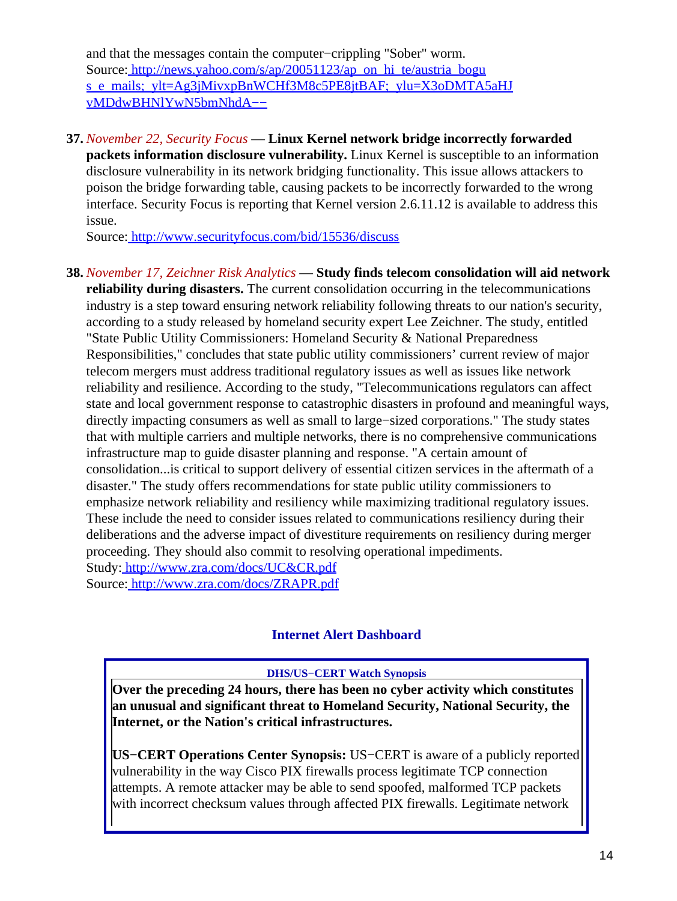and that the messages contain the computer−crippling "Sober" worm.
Source: http://news.yahoo.com/s/ap/20051123/ap_on_hi_te/austria_bogus_e_mails;_ylt=Ag3jMivxpBnWCHf3M8c5PE8jtBAF;_ylu=X3oDMTA5aHJvMDdwBHNlYwN5bmNhdA−−

37. *November 22, Security Focus* — **Linux Kernel network bridge incorrectly forwarded packets information disclosure vulnerability.** Linux Kernel is susceptible to an information disclosure vulnerability in its network bridging functionality. This issue allows attackers to poison the bridge forwarding table, causing packets to be incorrectly forwarded to the wrong interface. Security Focus is reporting that Kernel version 2.6.11.12 is available to address this issue.
Source: http://www.securityfocus.com/bid/15536/discuss

38. *November 17, Zeichner Risk Analytics* — **Study finds telecom consolidation will aid network reliability during disasters.** The current consolidation occurring in the telecommunications industry is a step toward ensuring network reliability following threats to our nation's security, according to a study released by homeland security expert Lee Zeichner. The study, entitled "State Public Utility Commissioners: Homeland Security & National Preparedness Responsibilities," concludes that state public utility commissioners' current review of major telecom mergers must address traditional regulatory issues as well as issues like network reliability and resilience. According to the study, "Telecommunications regulators can affect state and local government response to catastrophic disasters in profound and meaningful ways, directly impacting consumers as well as small to large−sized corporations." The study states that with multiple carriers and multiple networks, there is no comprehensive communications infrastructure map to guide disaster planning and response. "A certain amount of consolidation...is critical to support delivery of essential citizen services in the aftermath of a disaster." The study offers recommendations for state public utility commissioners to emphasize network reliability and resiliency while maximizing traditional regulatory issues. These include the need to consider issues related to communications resiliency during their deliberations and the adverse impact of divestiture requirements on resiliency during merger proceeding. They should also commit to resolving operational impediments.
Study: http://www.zra.com/docs/UC&CR.pdf
Source: http://www.zra.com/docs/ZRAPR.pdf

## Internet Alert Dashboard

**DHS/US−CERT Watch Synopsis**

**Over the preceding 24 hours, there has been no cyber activity which constitutes an unusual and significant threat to Homeland Security, National Security, the Internet, or the Nation's critical infrastructures.**

**US−CERT Operations Center Synopsis:** US−CERT is aware of a publicly reported vulnerability in the way Cisco PIX firewalls process legitimate TCP connection attempts. A remote attacker may be able to send spoofed, malformed TCP packets with incorrect checksum values through affected PIX firewalls. Legitimate network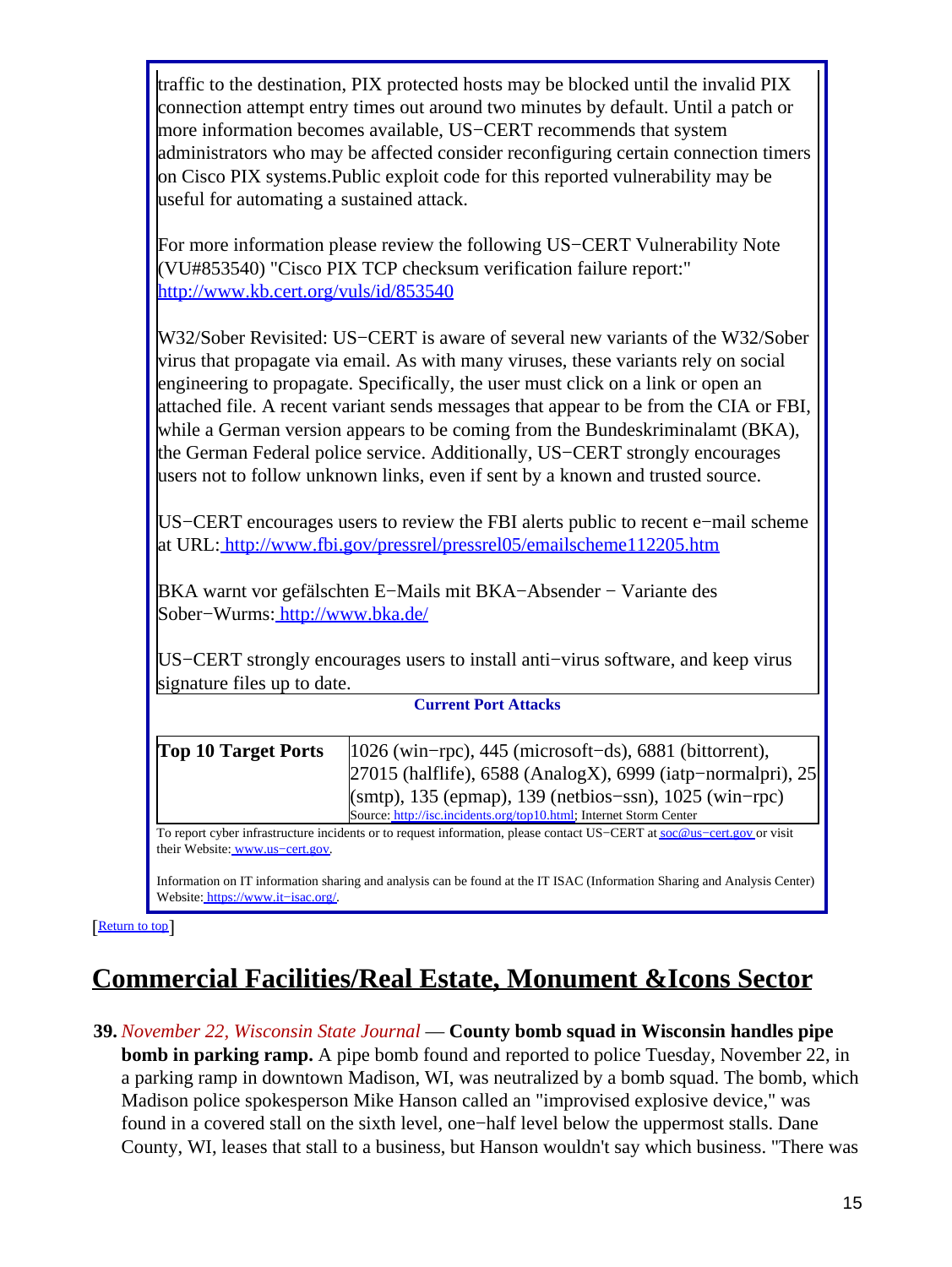traffic to the destination, PIX protected hosts may be blocked until the invalid PIX connection attempt entry times out around two minutes by default. Until a patch or more information becomes available, US−CERT recommends that system administrators who may be affected consider reconfiguring certain connection timers on Cisco PIX systems.Public exploit code for this reported vulnerability may be useful for automating a sustained attack.

For more information please review the following US−CERT Vulnerability Note (VU#853540) "Cisco PIX TCP checksum verification failure report:" http://www.kb.cert.org/vuls/id/853540

W32/Sober Revisited: US−CERT is aware of several new variants of the W32/Sober virus that propagate via email. As with many viruses, these variants rely on social engineering to propagate. Specifically, the user must click on a link or open an attached file. A recent variant sends messages that appear to be from the CIA or FBI, while a German version appears to be coming from the Bundeskriminalamt (BKA), the German Federal police service. Additionally, US−CERT strongly encourages users not to follow unknown links, even if sent by a known and trusted source.

US−CERT encourages users to review the FBI alerts public to recent e−mail scheme at URL: http://www.fbi.gov/pressrel/pressrel05/emailscheme112205.htm

BKA warnt vor gefälschten E−Mails mit BKA−Absender − Variante des Sober−Wurms: http://www.bka.de/

US−CERT strongly encourages users to install anti−virus software, and keep virus signature files up to date.

**Current Port Attacks**

| **Top 10 Target Ports** | 1026 (win−rpc), 445 (microsoft−ds), 6881 (bittorrent), 27015 (halflife), 6588 (AnalogX), 6999 (iatp−normalpri), 25 (smtp), 135 (epmap), 139 (netbios−ssn), 1025 (win−rpc)<br>Source: http://isc.incidents.org/top10.html; Internet Storm Center |
|---|---|

To report cyber infrastructure incidents or to request information, please contact US−CERT at soc@us−cert.gov or visit their Website: www.us−cert.gov.

Information on IT information sharing and analysis can be found at the IT ISAC (Information Sharing and Analysis Center) Website: https://www.it−isac.org/.

[Return to top]

# Commercial Facilities/Real Estate, Monument &Icons Sector

**39.** *November 22, Wisconsin State Journal* — **County bomb squad in Wisconsin handles pipe bomb in parking ramp.** A pipe bomb found and reported to police Tuesday, November 22, in a parking ramp in downtown Madison, WI, was neutralized by a bomb squad. The bomb, which Madison police spokesperson Mike Hanson called an "improvised explosive device," was found in a covered stall on the sixth level, one−half level below the uppermost stalls. Dane County, WI, leases that stall to a business, but Hanson wouldn't say which business. "There was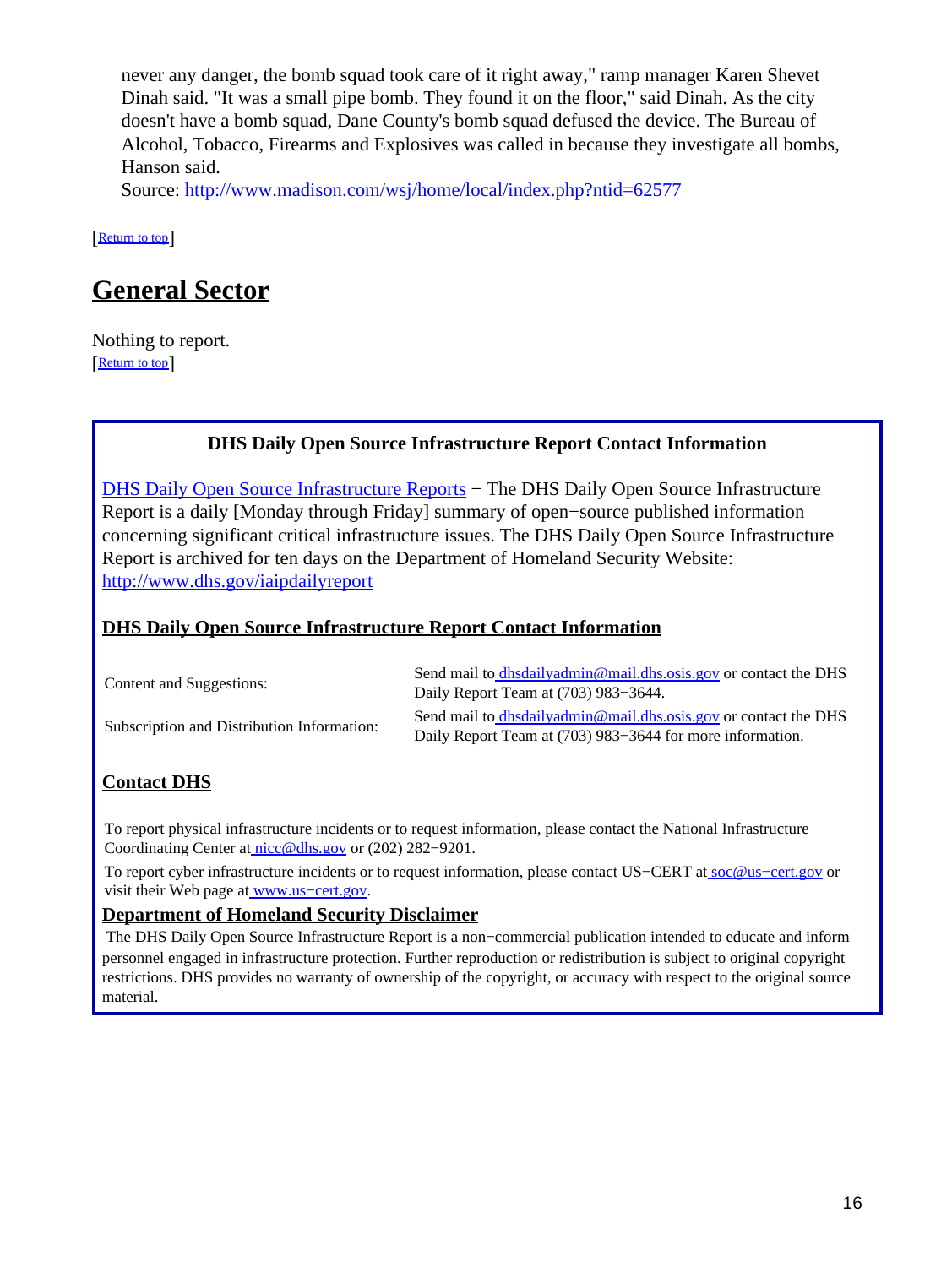never any danger, the bomb squad took care of it right away," ramp manager Karen Shevet Dinah said. "It was a small pipe bomb. They found it on the floor," said Dinah. As the city doesn't have a bomb squad, Dane County's bomb squad defused the device. The Bureau of Alcohol, Tobacco, Firearms and Explosives was called in because they investigate all bombs, Hanson said.
Source: http://www.madison.com/wsj/home/local/index.php?ntid=62577

[Return to top]

# General Sector

Nothing to report.
[Return to top]

**DHS Daily Open Source Infrastructure Report Contact Information**

DHS Daily Open Source Infrastructure Reports − The DHS Daily Open Source Infrastructure Report is a daily [Monday through Friday] summary of open−source published information concerning significant critical infrastructure issues. The DHS Daily Open Source Infrastructure Report is archived for ten days on the Department of Homeland Security Website: http://www.dhs.gov/iaipdailyreport

## DHS Daily Open Source Infrastructure Report Contact Information

| | |
|---|---|
| Content and Suggestions: | Send mail to dhsdailyadmin@mail.dhs.osis.gov or contact the DHS Daily Report Team at (703) 983−3644. |
| Subscription and Distribution Information: | Send mail to dhsdailyadmin@mail.dhs.osis.gov or contact the DHS Daily Report Team at (703) 983−3644 for more information. |

## Contact DHS

To report physical infrastructure incidents or to request information, please contact the National Infrastructure Coordinating Center at nicc@dhs.gov or (202) 282−9201.

To report cyber infrastructure incidents or to request information, please contact US−CERT at soc@us−cert.gov or visit their Web page at www.us−cert.gov.

## Department of Homeland Security Disclaimer

The DHS Daily Open Source Infrastructure Report is a non−commercial publication intended to educate and inform personnel engaged in infrastructure protection. Further reproduction or redistribution is subject to original copyright restrictions. DHS provides no warranty of ownership of the copyright, or accuracy with respect to the original source material.